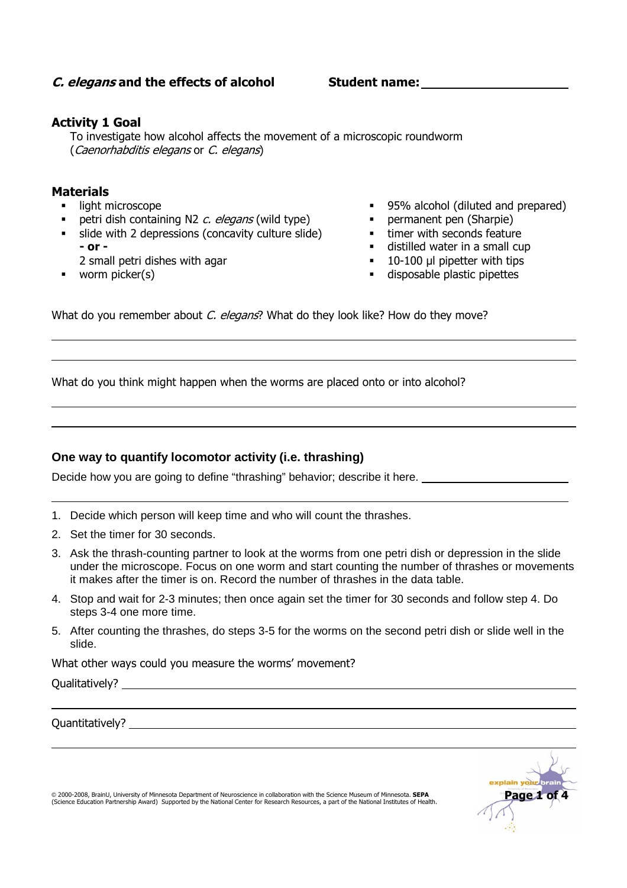## *C. elegans* and the effects of alcohol

**Student name:** ____________________

### Activity 1 Goal

To investigate how alcohol affects the movement of a microscopic roundworm (*Caenorhabditis elegans* or *C. elegans*)

### Materials

- light microscope
- petri dish containing N2 *c. elegans* (wild type)
- slide with 2 depressions (concavity culture slide) **- or -** 2 small petri dishes with agar
- worm picker(s)
- 95% alcohol (diluted and prepared)
- permanent pen (Sharpie)
- timer with seconds feature
- distilled water in a small cup
- 10-100 µl pipetter with tips
- disposable plastic pipettes

What do you remember about *C. elegans*? What do they look like? How do they move?

______________________________________________________________________

______________________________________________________________________

What do you think might happen when the worms are placed onto or into alcohol?

______________________________________________________________________

______________________________________________________________________

### One way to quantify locomotor activity (i.e. thrashing)

Decide how you are going to define "thrashing" behavior; describe it here. ____________________

______________________________________________________________________

1. Decide which person will keep time and who will count the thrashes.
2. Set the timer for 30 seconds.
3. Ask the thrash-counting partner to look at the worms from one petri dish or depression in the slide under the microscope. Focus on one worm and start counting the number of thrashes or movements it makes after the timer is on. Record the number of thrashes in the data table.
4. Stop and wait for 2-3 minutes; then once again set the timer for 30 seconds and follow step 4. Do steps 3-4 one more time.
5. After counting the thrashes, do steps 3-5 for the worms on the second petri dish or slide well in the slide.

What other ways could you measure the worms' movement?

Qualitatively? ______________________________________________________

______________________________________________________________________

Quantitatively? _____________________________________________________

______________________________________________________________________

© 2000-2008, BrainU, University of Minnesota Department of Neuroscience in collaboration with the Science Museum of Minnesota. **SEPA** (Science Education Partnership Award) Supported by the National Center for Research Resources, a part of the National Institutes of Health.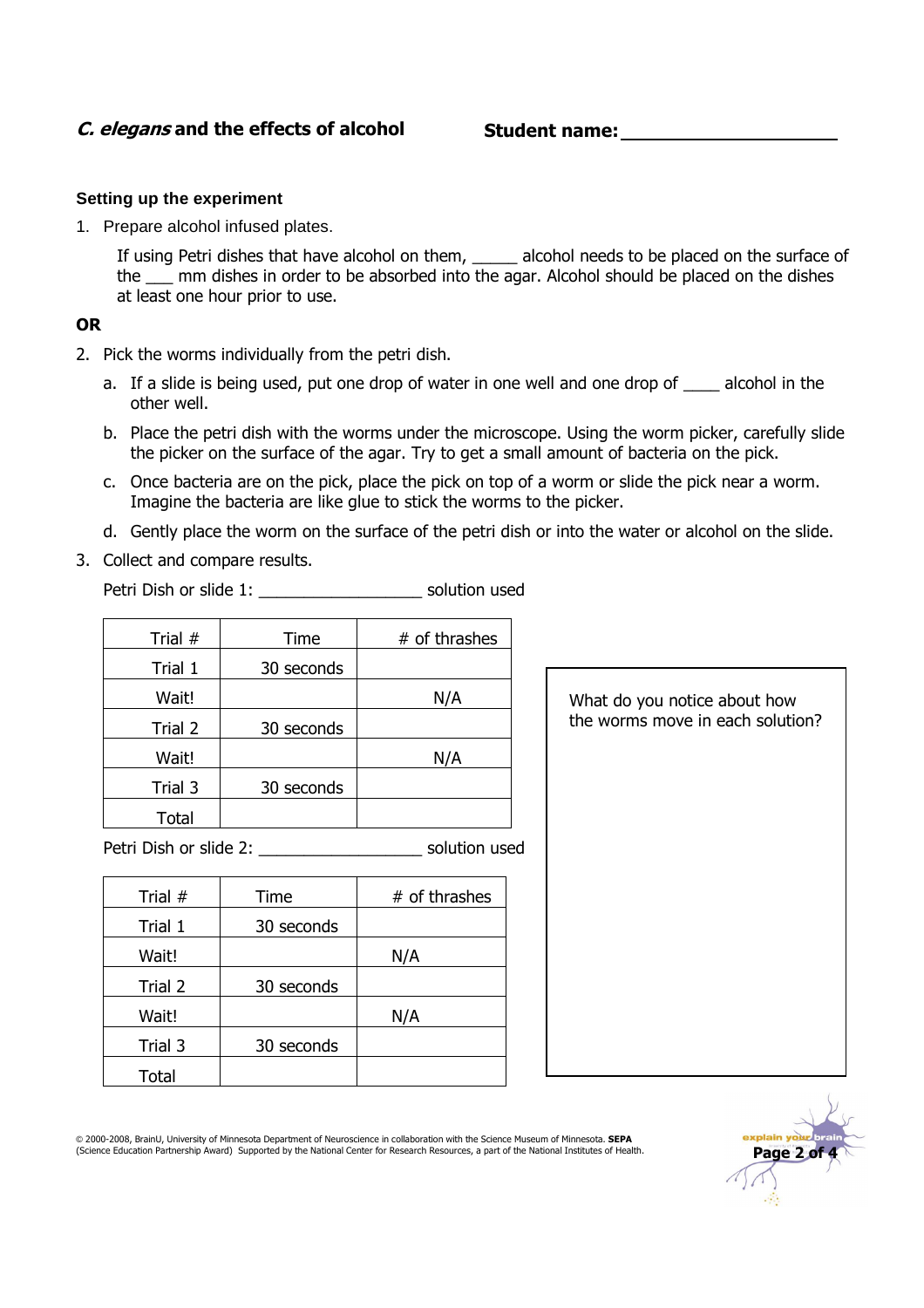## *C. elegans* and the effects of alcohol

**Student name:** ____________________

### Setting up the experiment

1. Prepare alcohol infused plates.

   If using Petri dishes that have alcohol on them, _____ alcohol needs to be placed on the surface of the ___ mm dishes in order to be absorbed into the agar. Alcohol should be placed on the dishes at least one hour prior to use.

**OR**

2. Pick the worms individually from the petri dish.
   a. If a slide is being used, put one drop of water in one well and one drop of ____ alcohol in the other well.
   b. Place the petri dish with the worms under the microscope. Using the worm picker, carefully slide the picker on the surface of the agar. Try to get a small amount of bacteria on the pick.
   c. Once bacteria are on the pick, place the pick on top of a worm or slide the pick near a worm. Imagine the bacteria are like glue to stick the worms to the picker.
   d. Gently place the worm on the surface of the petri dish or into the water or alcohol on the slide.
3. Collect and compare results.

Petri Dish or slide 1: __________________ solution used

| Trial # | Time | # of thrashes |
|---|---|---|
| Trial 1 | 30 seconds | |
| Wait! | | N/A |
| Trial 2 | 30 seconds | |
| Wait! | | N/A |
| Trial 3 | 30 seconds | |
| Total | | |

Petri Dish or slide 2: __________________ solution used

| Trial # | Time | # of thrashes |
|---|---|---|
| Trial 1 | 30 seconds | |
| Wait! | | N/A |
| Trial 2 | 30 seconds | |
| Wait! | | N/A |
| Trial 3 | 30 seconds | |
| Total | | |

What do you notice about how the worms move in each solution?

© 2000-2008, BrainU, University of Minnesota Department of Neuroscience in collaboration with the Science Museum of Minnesota. **SEPA** (Science Education Partnership Award) Supported by the National Center for Research Resources, a part of the National Institutes of Health.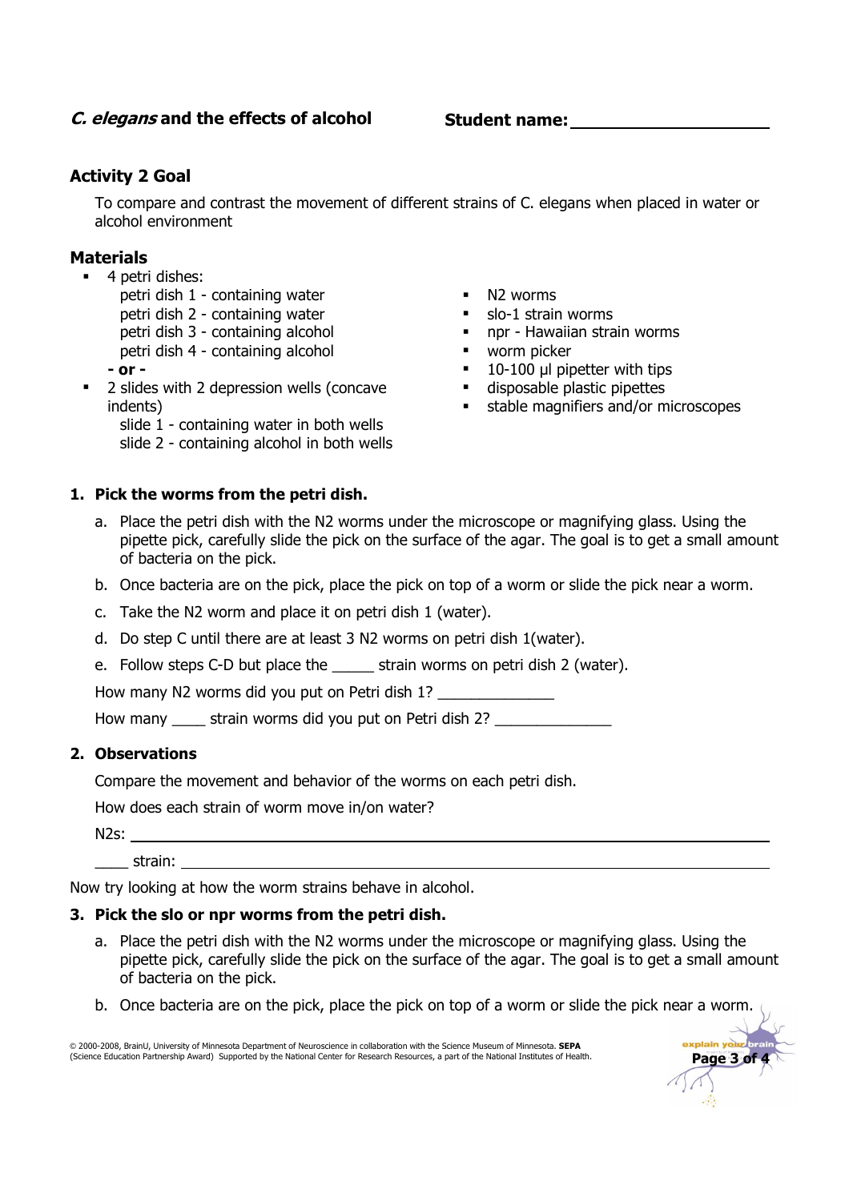***C. elegans* and the effects of alcohol** **Student name:** ____________________

## Activity 2 Goal

To compare and contrast the movement of different strains of C. elegans when placed in water or alcohol environment

## Materials

- 4 petri dishes:
  - petri dish 1 - containing water
  - petri dish 2 - containing water
  - petri dish 3 - containing alcohol
  - petri dish 4 - containing alcohol

  **- or -**
- 2 slides with 2 depression wells (concave indents)
  - slide 1 - containing water in both wells
  - slide 2 - containing alcohol in both wells
- N2 worms
- slo-1 strain worms
- npr - Hawaiian strain worms
- worm picker
- 10-100 µl pipetter with tips
- disposable plastic pipettes
- stable magnifiers and/or microscopes

### 1. Pick the worms from the petri dish.

a. Place the petri dish with the N2 worms under the microscope or magnifying glass. Using the pipette pick, carefully slide the pick on the surface of the agar. The goal is to get a small amount of bacteria on the pick.

b. Once bacteria are on the pick, place the pick on top of a worm or slide the pick near a worm.

c. Take the N2 worm and place it on petri dish 1 (water).

d. Do step C until there are at least 3 N2 worms on petri dish 1(water).

e. Follow steps C-D but place the _____ strain worms on petri dish 2 (water).

How many N2 worms did you put on Petri dish 1? ______________

How many ____ strain worms did you put on Petri dish 2? ______________

### 2. Observations

Compare the movement and behavior of the worms on each petri dish.

How does each strain of worm move in/on water?

N2s: ____________________________________________

____ strain: ____________________________________________

Now try looking at how the worm strains behave in alcohol.

### 3. Pick the slo or npr worms from the petri dish.

a. Place the petri dish with the N2 worms under the microscope or magnifying glass. Using the pipette pick, carefully slide the pick on the surface of the agar. The goal is to get a small amount of bacteria on the pick.

b. Once bacteria are on the pick, place the pick on top of a worm or slide the pick near a worm.

© 2000-2008, BrainU, University of Minnesota Department of Neuroscience in collaboration with the Science Museum of Minnesota. **SEPA** (Science Education Partnership Award) Supported by the National Center for Research Resources, a part of the National Institutes of Health.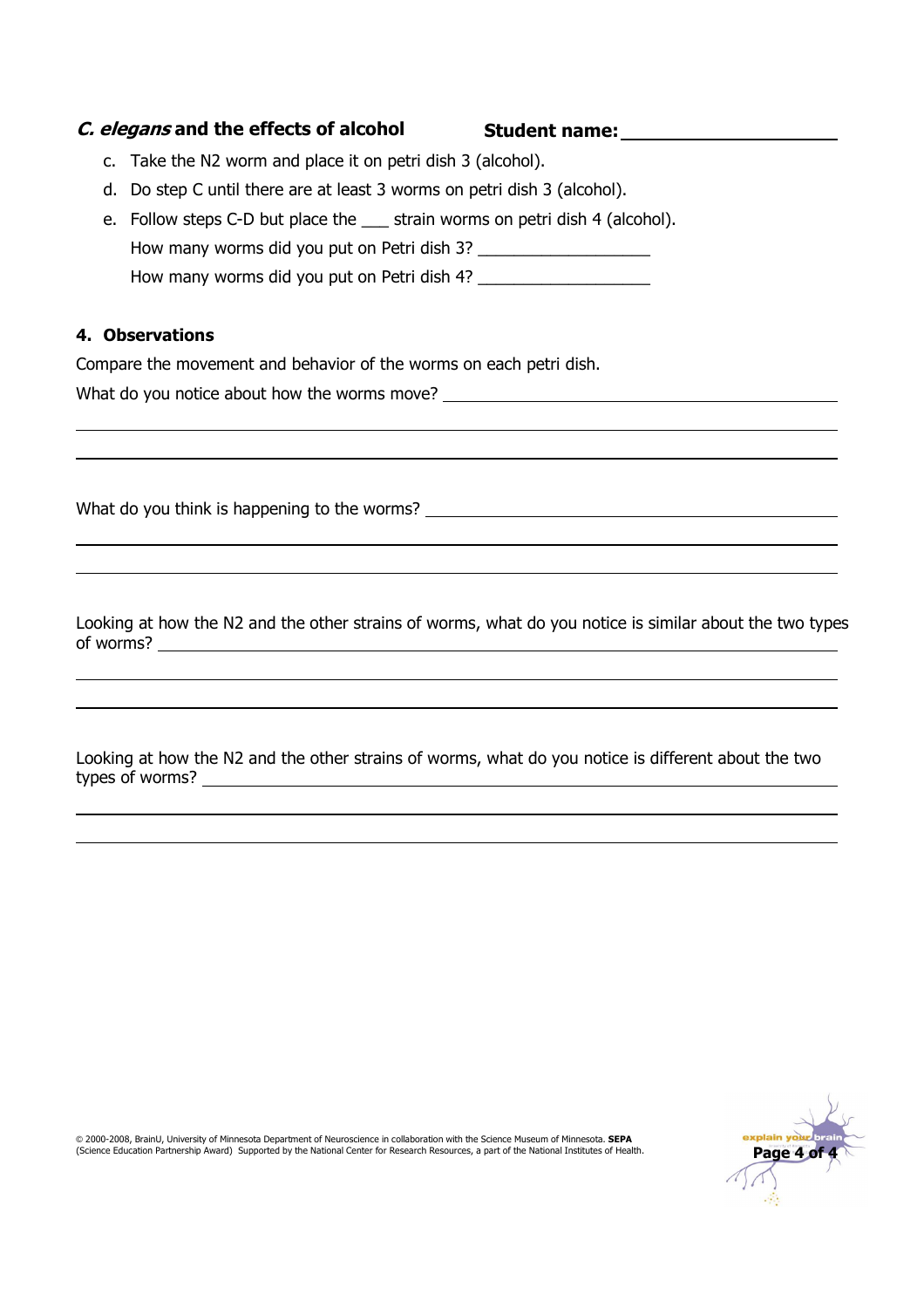***C. elegans* and the effects of alcohol** **Student name:** ____________________

c. Take the N2 worm and place it on petri dish 3 (alcohol).
d. Do step C until there are at least 3 worms on petri dish 3 (alcohol).
e. Follow steps C-D but place the ___ strain worms on petri dish 4 (alcohol).
   How many worms did you put on Petri dish 3? __________________
   How many worms did you put on Petri dish 4? __________________

#### 4. Observations

Compare the movement and behavior of the worms on each petri dish.

What do you notice about how the worms move? ____________________________________________

______________________________________________________________________________

______________________________________________________________________________

What do you think is happening to the worms? ____________________________________________

______________________________________________________________________________

______________________________________________________________________________

Looking at how the N2 and the other strains of worms, what do you notice is similar about the two types of worms? ____________________________________________________________________

______________________________________________________________________________

______________________________________________________________________________

Looking at how the N2 and the other strains of worms, what do you notice is different about the two types of worms? ___________________________________________________________________

______________________________________________________________________________

______________________________________________________________________________

© 2000-2008, BrainU, University of Minnesota Department of Neuroscience in collaboration with the Science Museum of Minnesota. **SEPA** (Science Education Partnership Award) Supported by the National Center for Research Resources, a part of the National Institutes of Health.